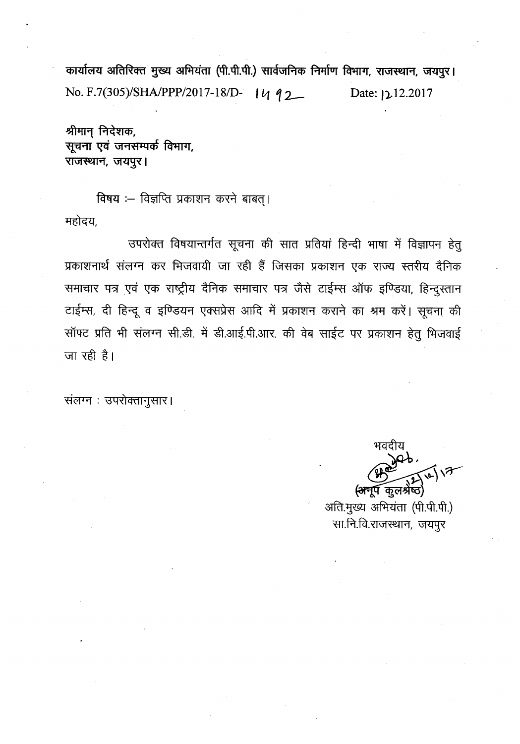**कार्यालय अतिरिक्त मुख्य अभियंता (पी.पी.पी.) सार्वजनिक निर्माण विभाग, राजस्थान, जयपुर।**

No. F.7(305)/SHA/PPP/2017-18/D- 1492 Date: 12.12.2017

**श्रीमान् निदेशक,**
**सूचना एवं जनसम्पर्क विभाग,**
**राजस्थान, जयपुर।**

विषय :– विज्ञप्ति प्रकाशन करने बाबत्।

महोदय,

उपरोक्त विषयान्तर्गत सूचना की सात प्रतियां हिन्दी भाषा में विज्ञापन हेतु प्रकाशनार्थ संलग्न कर भिजवायी जा रही हैं जिसका प्रकाशन एक राज्य स्तरीय दैनिक समाचार पत्र एवं एक राष्ट्रीय दैनिक समाचार पत्र जैसे टाईम्स ऑफ इण्डिया, हिन्दुस्तान टाईम्स, दी हिन्दू व इण्डियन एक्सप्रेस आदि में प्रकाशन कराने का श्रम करें। सूचना की सॉफ्ट प्रति भी संलग्न सी.डी. में डी.आई.पी.आर. की वेब साईट पर प्रकाशन हेतु भिजवाई जा रही है।

संलग्न : उपरोक्तानुसार।

भवदीय

12/12/17

(अनूप कुलश्रेष्ठ)
अति.मुख्य अभियंता (पी.पी.पी.)
सा.नि.वि.राजस्थान, जयपुर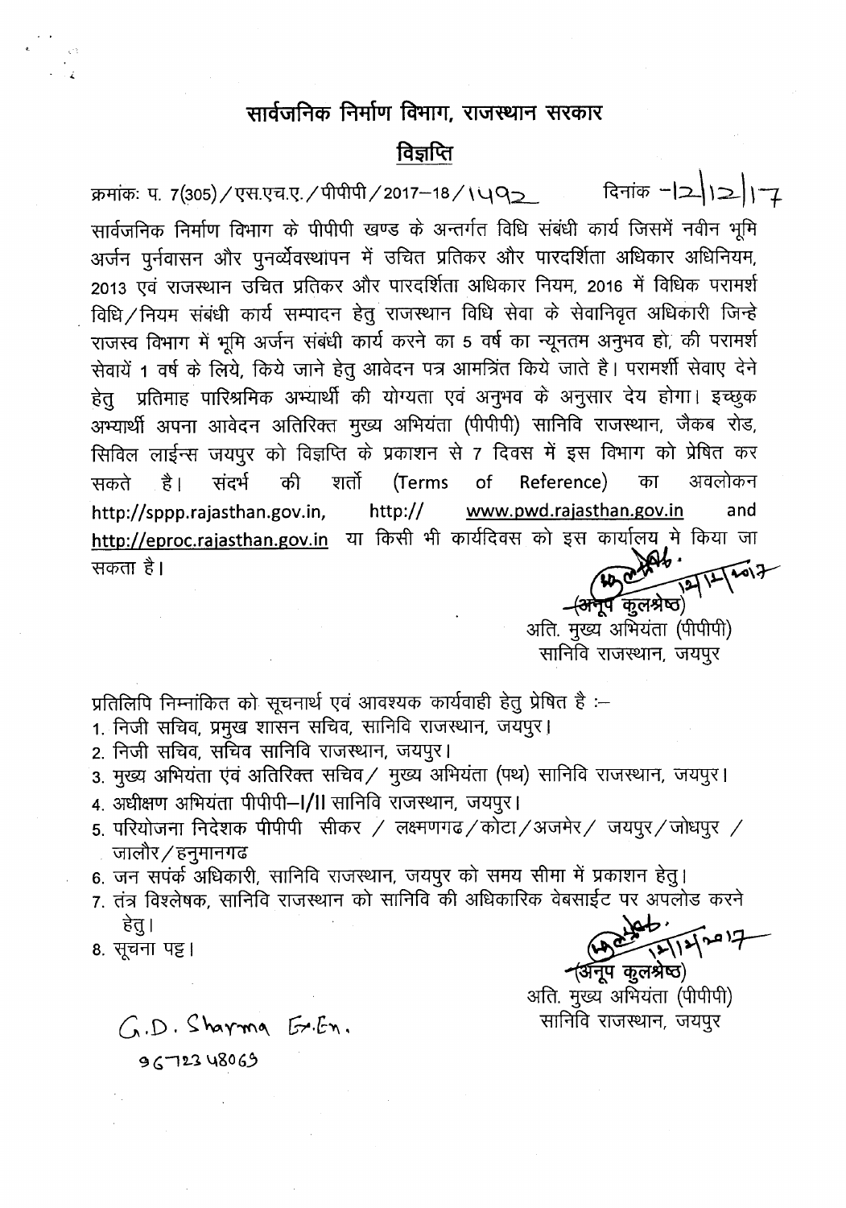# सार्वजनिक निर्माण विभाग, राजस्थान सरकार

## विज्ञप्ति

क्रमांकः प. 7(305)/एस.एच.ए./पीपीपी/2017–18/1492 दिनांक –12/12/17

सार्वजनिक निर्माण विभाग के पीपीपी खण्ड के अन्तर्गत विधि संबंधी कार्य जिसमें नवीन भूमि अर्जन पुर्नवासन और पुनर्व्यवस्थापन में उचित प्रतिकर और पारदर्शिता अधिकार अधिनियम, 2013 एवं राजस्थान उचित प्रतिकर और पारदर्शिता अधिकार नियम, 2016 में विधिक परामर्श विधि/नियम संबंधी कार्य सम्पादन हेतु राजस्थान विधि सेवा के सेवानिवृत अधिकारी जिन्हे राजस्व विभाग में भूमि अर्जन संबंधी कार्य करने का 5 वर्ष का न्यूनतम अनुभव हो, की परामर्श सेवायें 1 वर्ष के लिये, किये जाने हेतु आवेदन पत्र आमन्त्रित किये जाते है। परामर्शी सेवाए देने हेतु प्रतिमाह पारिश्रमिक अभ्यार्थी की योग्यता एवं अनुभव के अनुसार देय होगा। इच्छुक अभ्यार्थी अपना आवेदन अतिरिक्त मुख्य अभियंता (पीपीपी) सानिवि राजस्थान, जैकब रोड, सिविल लाईन्स जयपुर को विज्ञप्ति के प्रकाशन से 7 दिवस में इस विभाग को प्रेषित कर सकते है। संदर्भ की शर्तो (Terms of Reference) का अवलोकन http://sppp.rajasthan.gov.in, http:// www.pwd.rajasthan.gov.in and http://eproc.rajasthan.gov.in या किसी भी कार्यदिवस को इस कार्यालय मे किया जा सकता है।

(अनूप कुलश्रेष्ठ) 12/12/2017
अति. मुख्य अभियंता (पीपीपी)
सानिवि राजस्थान, जयपुर

प्रतिलिपि निम्नांकित को सूचनार्थ एवं आवश्यक कार्यवाही हेतु प्रेषित है :–

1. निजी सचिव, प्रमुख शासन सचिव, सानिवि राजस्थान, जयपुर।
2. निजी सचिव, सचिव सानिवि राजस्थान, जयपुर।
3. मुख्य अभियंता एवं अतिरिक्त सचिव/ मुख्य अभियंता (पथ) सानिवि राजस्थान, जयपुर।
4. अधीक्षण अभियंता पीपीपी–I/II सानिवि राजस्थान, जयपुर।
5. परियोजना निदेशक पीपीपी सीकर / लक्ष्मणगढ/कोटा/अजमेर/ जयपुर/जोधपुर / जालौर/हनुमानगढ
6. जन सपर्क अधिकारी, सानिवि राजस्थान, जयपुर को समय सीमा में प्रकाशन हेतु।
7. तंत्र विश्लेषक, सानिवि राजस्थान को सानिवि की अधिकारिक वेबसाईट पर अपलोड करने हेतु।
8. सूचना पट्ट।

(अनूप कुलश्रेष्ठ) 12/12/2017
अति. मुख्य अभियंता (पीपीपी)
सानिवि राजस्थान, जयपुर

G.D. Sharma Ex.En.
9672348069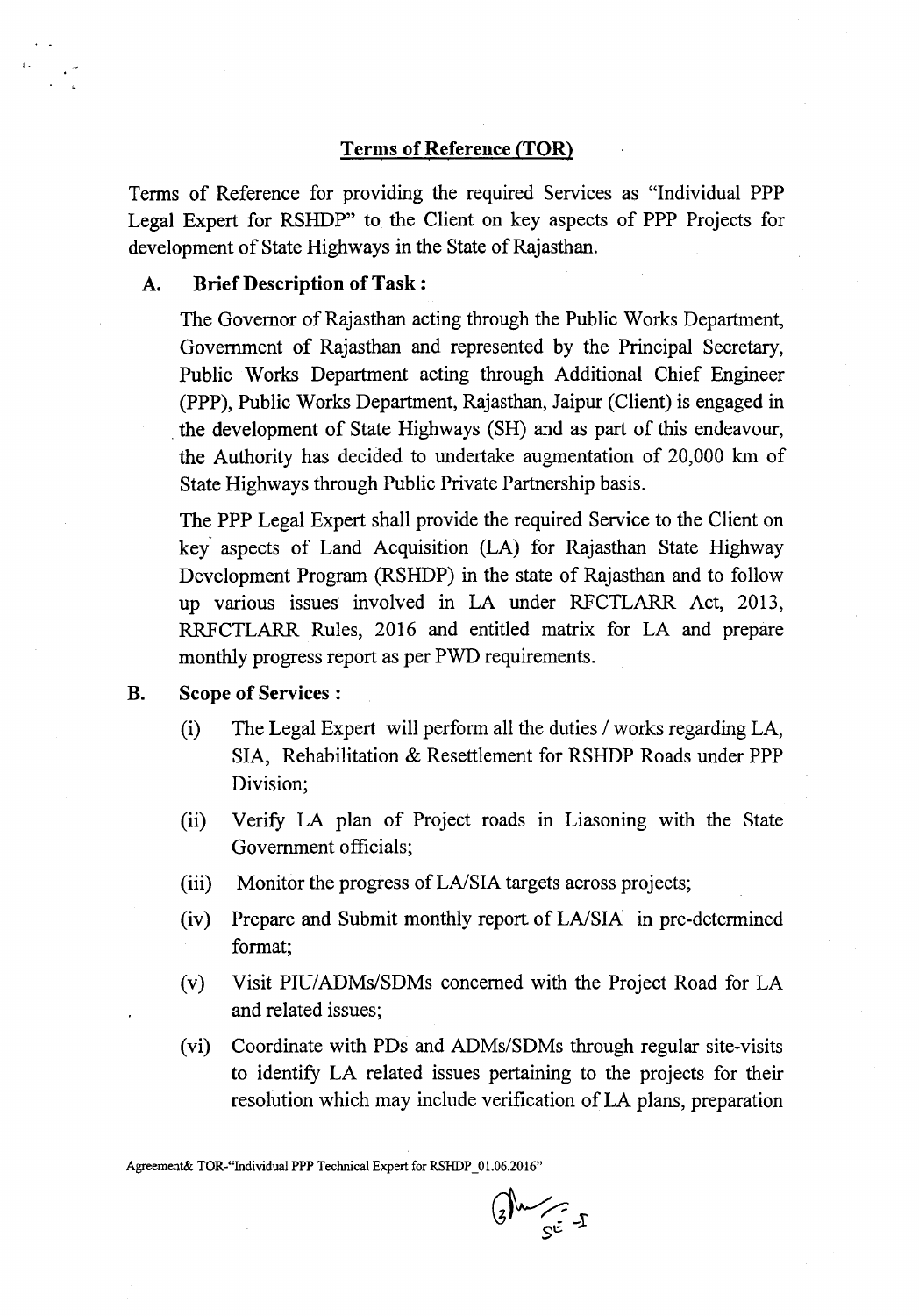## Terms of Reference (TOR)

Terms of Reference for providing the required Services as "Individual PPP Legal Expert for RSHDP" to the Client on key aspects of PPP Projects for development of State Highways in the State of Rajasthan.

**A. Brief Description of Task :**

The Governor of Rajasthan acting through the Public Works Department, Government of Rajasthan and represented by the Principal Secretary, Public Works Department acting through Additional Chief Engineer (PPP), Public Works Department, Rajasthan, Jaipur (Client) is engaged in the development of State Highways (SH) and as part of this endeavour, the Authority has decided to undertake augmentation of 20,000 km of State Highways through Public Private Partnership basis.

The PPP Legal Expert shall provide the required Service to the Client on key aspects of Land Acquisition (LA) for Rajasthan State Highway Development Program (RSHDP) in the state of Rajasthan and to follow up various issues involved in LA under RFCTLARR Act, 2013, RRFCTLARR Rules, 2016 and entitled matrix for LA and prepare monthly progress report as per PWD requirements.

**B. Scope of Services :**

(i) The Legal Expert will perform all the duties / works regarding LA, SIA, Rehabilitation & Resettlement for RSHDP Roads under PPP Division;

(ii) Verify LA plan of Project roads in Liasoning with the State Government officials;

(iii) Monitor the progress of LA/SIA targets across projects;

(iv) Prepare and Submit monthly report of LA/SIA in pre-determined format;

(v) Visit PIU/ADMs/SDMs concerned with the Project Road for LA and related issues;

(vi) Coordinate with PDs and ADMs/SDMs through regular site-visits to identify LA related issues pertaining to the projects for their resolution which may include verification of LA plans, preparation

Agreement& TOR-"Individual PPP Technical Expert for RSHDP_01.06.2016"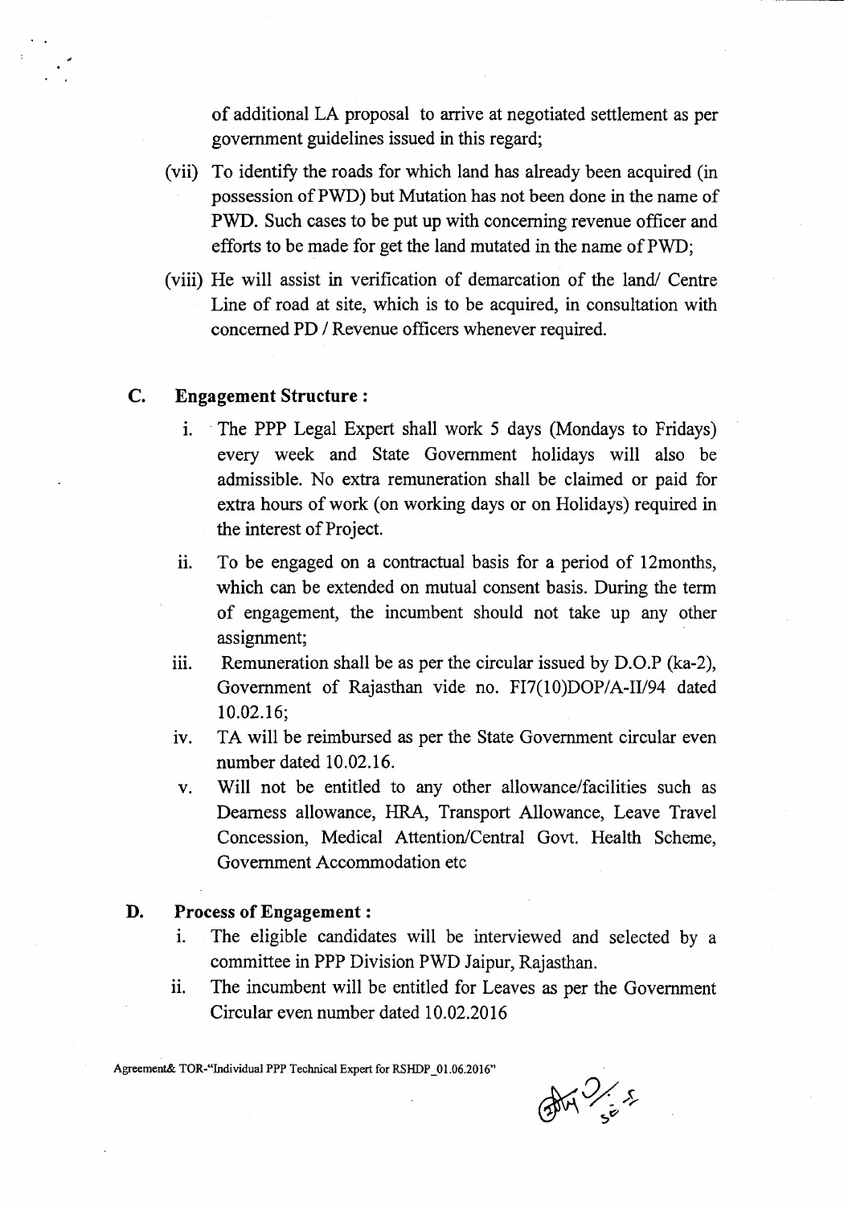of additional LA proposal to arrive at negotiated settlement as per government guidelines issued in this regard;

(vii) To identify the roads for which land has already been acquired (in possession of PWD) but Mutation has not been done in the name of PWD. Such cases to be put up with concerning revenue officer and efforts to be made for get the land mutated in the name of PWD;

(viii) He will assist in verification of demarcation of the land/ Centre Line of road at site, which is to be acquired, in consultation with concerned PD / Revenue officers whenever required.

## C. Engagement Structure :

i. The PPP Legal Expert shall work 5 days (Mondays to Fridays) every week and State Government holidays will also be admissible. No extra remuneration shall be claimed or paid for extra hours of work (on working days or on Holidays) required in the interest of Project.

ii. To be engaged on a contractual basis for a period of 12months, which can be extended on mutual consent basis. During the term of engagement, the incumbent should not take up any other assignment;

iii. Remuneration shall be as per the circular issued by D.O.P (ka-2), Government of Rajasthan vide no. FI7(10)DOP/A-II/94 dated 10.02.16;

iv. TA will be reimbursed as per the State Government circular even number dated 10.02.16.

v. Will not be entitled to any other allowance/facilities such as Dearness allowance, HRA, Transport Allowance, Leave Travel Concession, Medical Attention/Central Govt. Health Scheme, Government Accommodation etc

## D. Process of Engagement :

i. The eligible candidates will be interviewed and selected by a committee in PPP Division PWD Jaipur, Rajasthan.

ii. The incumbent will be entitled for Leaves as per the Government Circular even number dated 10.02.2016

Agreement& TOR-"Individual PPP Technical Expert for RSHDP_01.06.2016"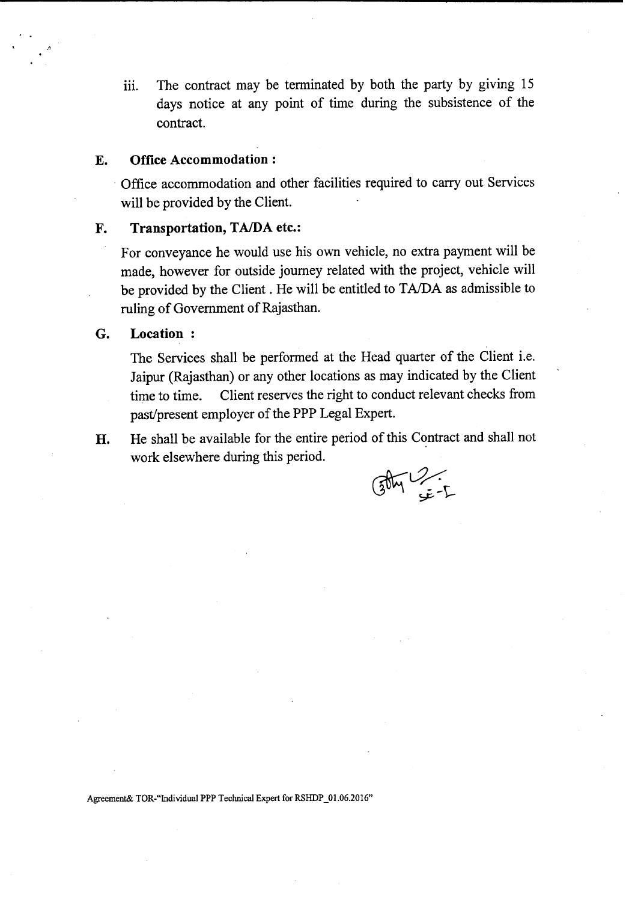iii. The contract may be terminated by both the party by giving 15 days notice at any point of time during the subsistence of the contract.

**E. Office Accommodation :**

Office accommodation and other facilities required to carry out Services will be provided by the Client.

**F. Transportation, TA/DA etc.:**

For conveyance he would use his own vehicle, no extra payment will be made, however for outside journey related with the project, vehicle will be provided by the Client . He will be entitled to TA/DA as admissible to ruling of Government of Rajasthan.

**G. Location :**

The Services shall be performed at the Head quarter of the Client i.e. Jaipur (Rajasthan) or any other locations as may indicated by the Client time to time. Client reserves the right to conduct relevant checks from past/present employer of the PPP Legal Expert.

**H.** He shall be available for the entire period of this Contract and shall not work elsewhere during this period.

Agreement& TOR-"Individual PPP Technical Expert for RSHDP_01.06.2016"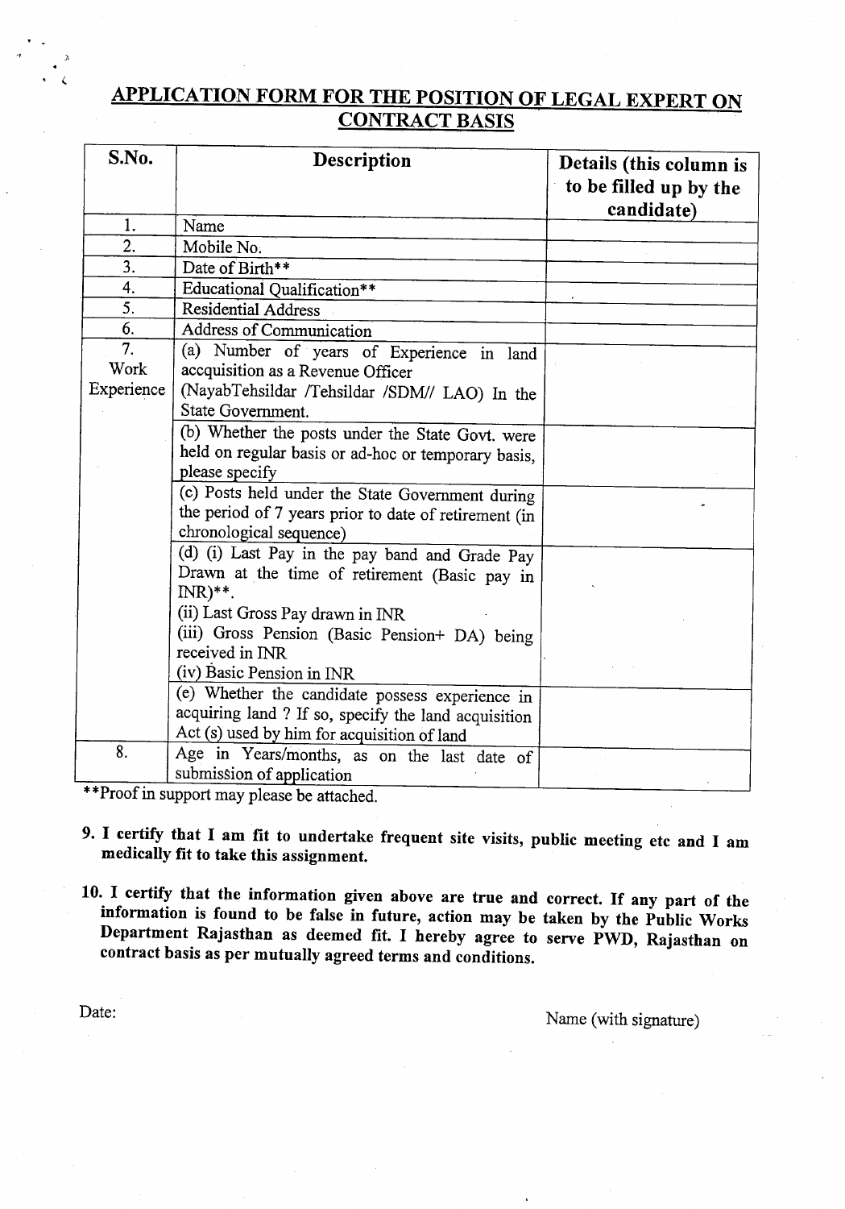# APPLICATION FORM FOR THE POSITION OF LEGAL EXPERT ON CONTRACT BASIS

| S.No. | Description | Details (this column is to be filled up by the candidate) |
|---|---|---|
| 1. | Name | |
| 2. | Mobile No. | |
| 3. | Date of Birth** | |
| 4. | Educational Qualification** | |
| 5. | Residential Address | |
| 6. | Address of Communication | |
| 7. Work Experience | (a) Number of years of Experience in land accquisition as a Revenue Officer (NayabTehsildar /Tehsildar /SDM// LAO) In the State Government. | |
| | (b) Whether the posts under the State Govt. were held on regular basis or ad-hoc or temporary basis, please specify | |
| | (c) Posts held under the State Government during the period of 7 years prior to date of retirement (in chronological sequence) | |
| | (d) (i) Last Pay in the pay band and Grade Pay Drawn at the time of retirement (Basic pay in INR)**.<br>(ii) Last Gross Pay drawn in INR<br>(iii) Gross Pension (Basic Pension+ DA) being received in INR<br>(iv) Basic Pension in INR | |
| | (e) Whether the candidate possess experience in acquiring land ? If so, specify the land acquisition Act (s) used by him for acquisition of land | |
| 8. | Age in Years/months, as on the last date of submission of application | |

**Proof in support may please be attached.

**9. I certify that I am fit to undertake frequent site visits, public meeting etc and I am medically fit to take this assignment.**

**10. I certify that the information given above are true and correct. If any part of the information is found to be false in future, action may be taken by the Public Works Department Rajasthan as deemed fit. I hereby agree to serve PWD, Rajasthan on contract basis as per mutually agreed terms and conditions.**

Date:

Name (with signature)